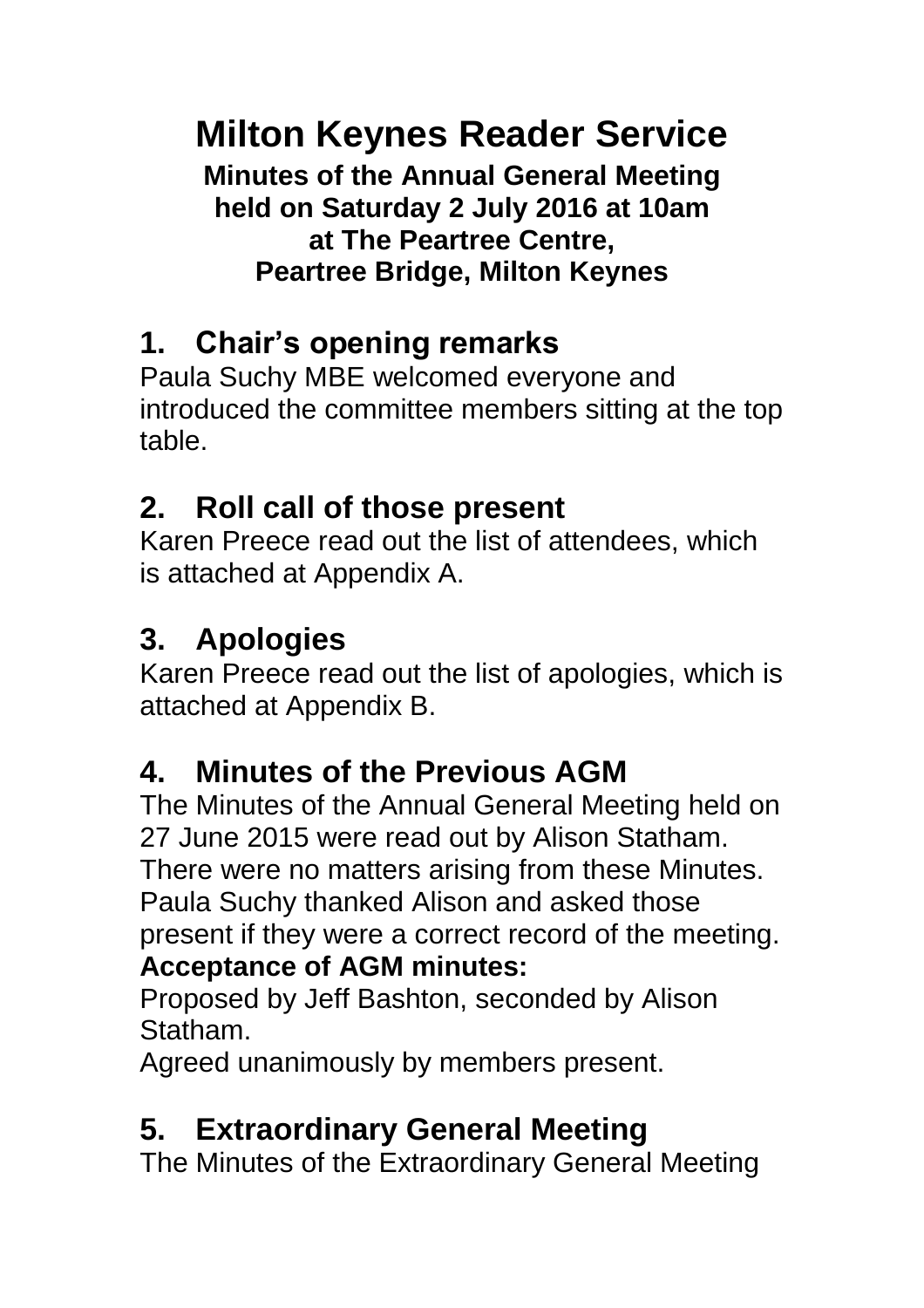# Milton Keynes Reader Service

**Minutes of the Annual General Meeting held on Saturday 2 July 2016 at 10am at The Peartree Centre, Peartree Bridge, Milton Keynes**

## 1. Chair's opening remarks

Paula Suchy MBE welcomed everyone and introduced the committee members sitting at the top table.

## 2. Roll call of those present

Karen Preece read out the list of attendees, which is attached at Appendix A.

## 3. Apologies

Karen Preece read out the list of apologies, which is attached at Appendix B.

## 4. Minutes of the Previous AGM

The Minutes of the Annual General Meeting held on 27 June 2015 were read out by Alison Statham. There were no matters arising from these Minutes. Paula Suchy thanked Alison and asked those present if they were a correct record of the meeting.

**Acceptance of AGM minutes:**

Proposed by Jeff Bashton, seconded by Alison Statham.

Agreed unanimously by members present.

## 5. Extraordinary General Meeting

The Minutes of the Extraordinary General Meeting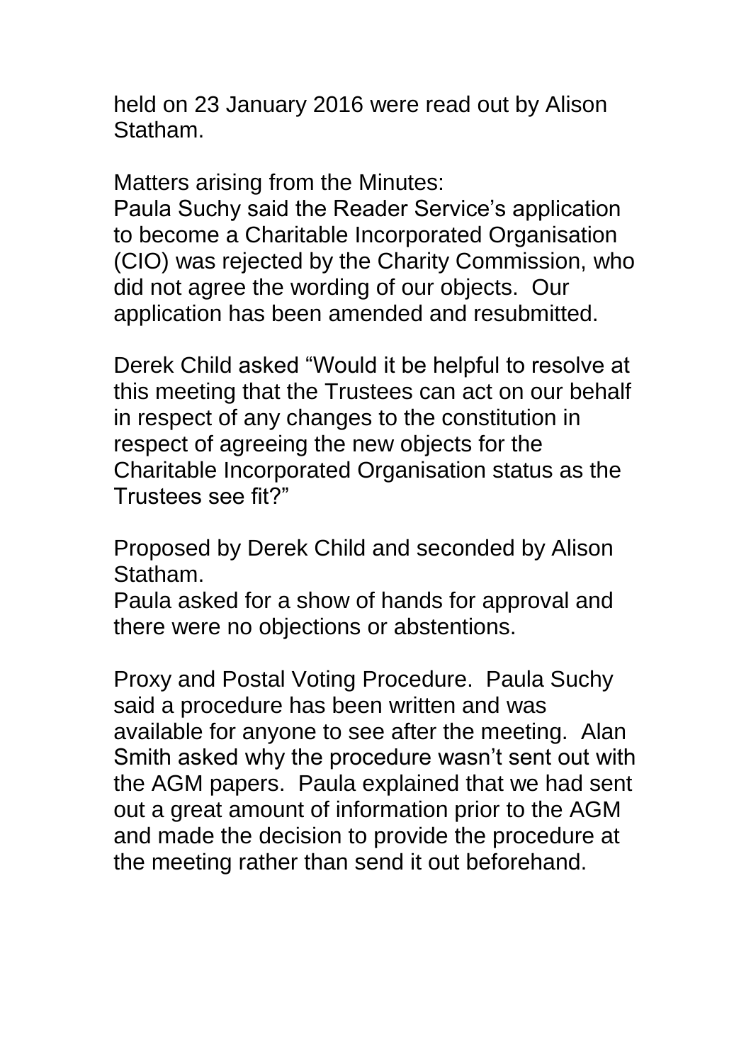held on 23 January 2016 were read out by Alison Statham.

Matters arising from the Minutes:
Paula Suchy said the Reader Service's application to become a Charitable Incorporated Organisation (CIO) was rejected by the Charity Commission, who did not agree the wording of our objects. Our application has been amended and resubmitted.

Derek Child asked "Would it be helpful to resolve at this meeting that the Trustees can act on our behalf in respect of any changes to the constitution in respect of agreeing the new objects for the Charitable Incorporated Organisation status as the Trustees see fit?"

Proposed by Derek Child and seconded by Alison Statham.
Paula asked for a show of hands for approval and there were no objections or abstentions.

Proxy and Postal Voting Procedure. Paula Suchy said a procedure has been written and was available for anyone to see after the meeting. Alan Smith asked why the procedure wasn't sent out with the AGM papers. Paula explained that we had sent out a great amount of information prior to the AGM and made the decision to provide the procedure at the meeting rather than send it out beforehand.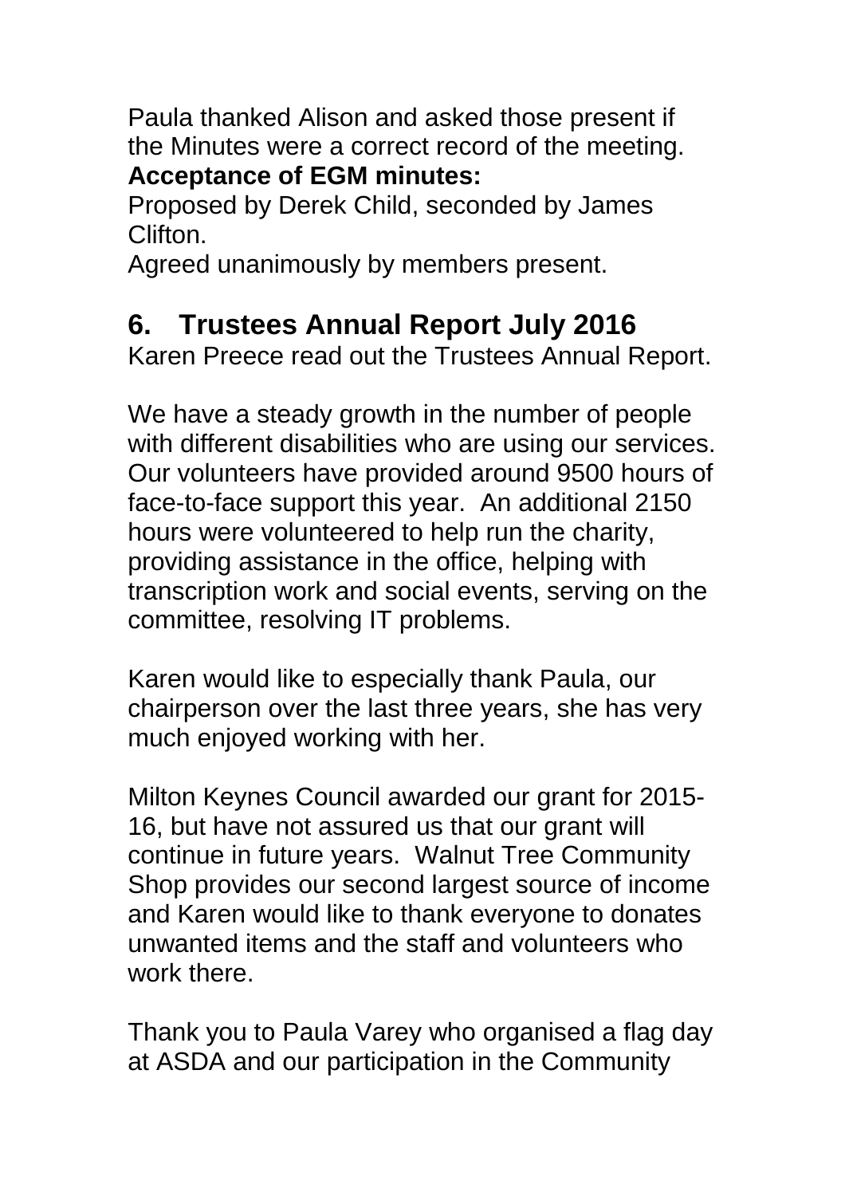Paula thanked Alison and asked those present if the Minutes were a correct record of the meeting.
**Acceptance of EGM minutes:**
Proposed by Derek Child, seconded by James Clifton.
Agreed unanimously by members present.

## 6. Trustees Annual Report July 2016

Karen Preece read out the Trustees Annual Report.

We have a steady growth in the number of people with different disabilities who are using our services. Our volunteers have provided around 9500 hours of face-to-face support this year. An additional 2150 hours were volunteered to help run the charity, providing assistance in the office, helping with transcription work and social events, serving on the committee, resolving IT problems.

Karen would like to especially thank Paula, our chairperson over the last three years, she has very much enjoyed working with her.

Milton Keynes Council awarded our grant for 2015-16, but have not assured us that our grant will continue in future years. Walnut Tree Community Shop provides our second largest source of income and Karen would like to thank everyone to donates unwanted items and the staff and volunteers who work there.

Thank you to Paula Varey who organised a flag day at ASDA and our participation in the Community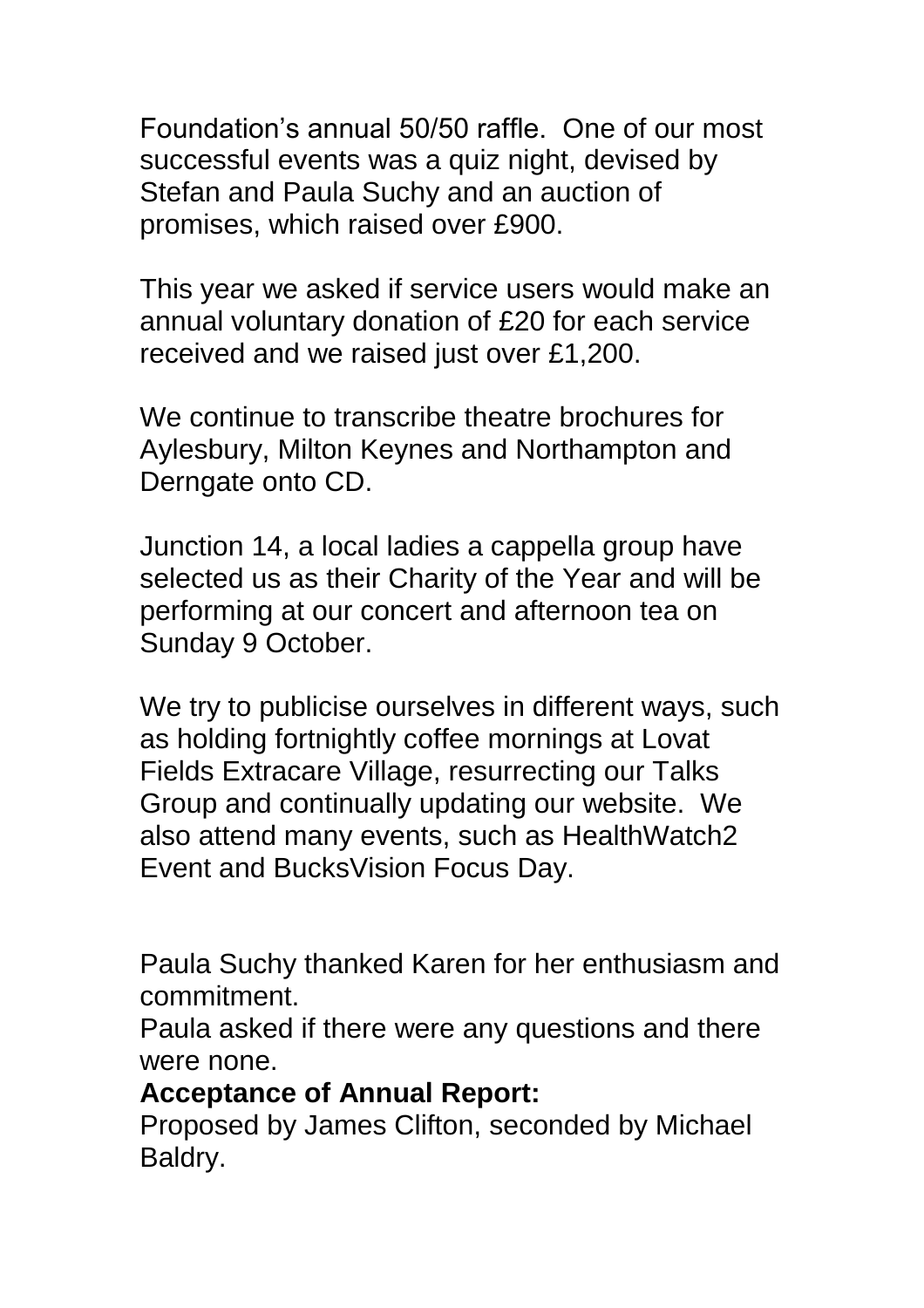Foundation's annual 50/50 raffle. One of our most successful events was a quiz night, devised by Stefan and Paula Suchy and an auction of promises, which raised over £900.

This year we asked if service users would make an annual voluntary donation of £20 for each service received and we raised just over £1,200.

We continue to transcribe theatre brochures for Aylesbury, Milton Keynes and Northampton and Derngate onto CD.

Junction 14, a local ladies a cappella group have selected us as their Charity of the Year and will be performing at our concert and afternoon tea on Sunday 9 October.

We try to publicise ourselves in different ways, such as holding fortnightly coffee mornings at Lovat Fields Extracare Village, resurrecting our Talks Group and continually updating our website. We also attend many events, such as HealthWatch2 Event and BucksVision Focus Day.

Paula Suchy thanked Karen for her enthusiasm and commitment.
Paula asked if there were any questions and there were none.

**Acceptance of Annual Report:**
Proposed by James Clifton, seconded by Michael Baldry.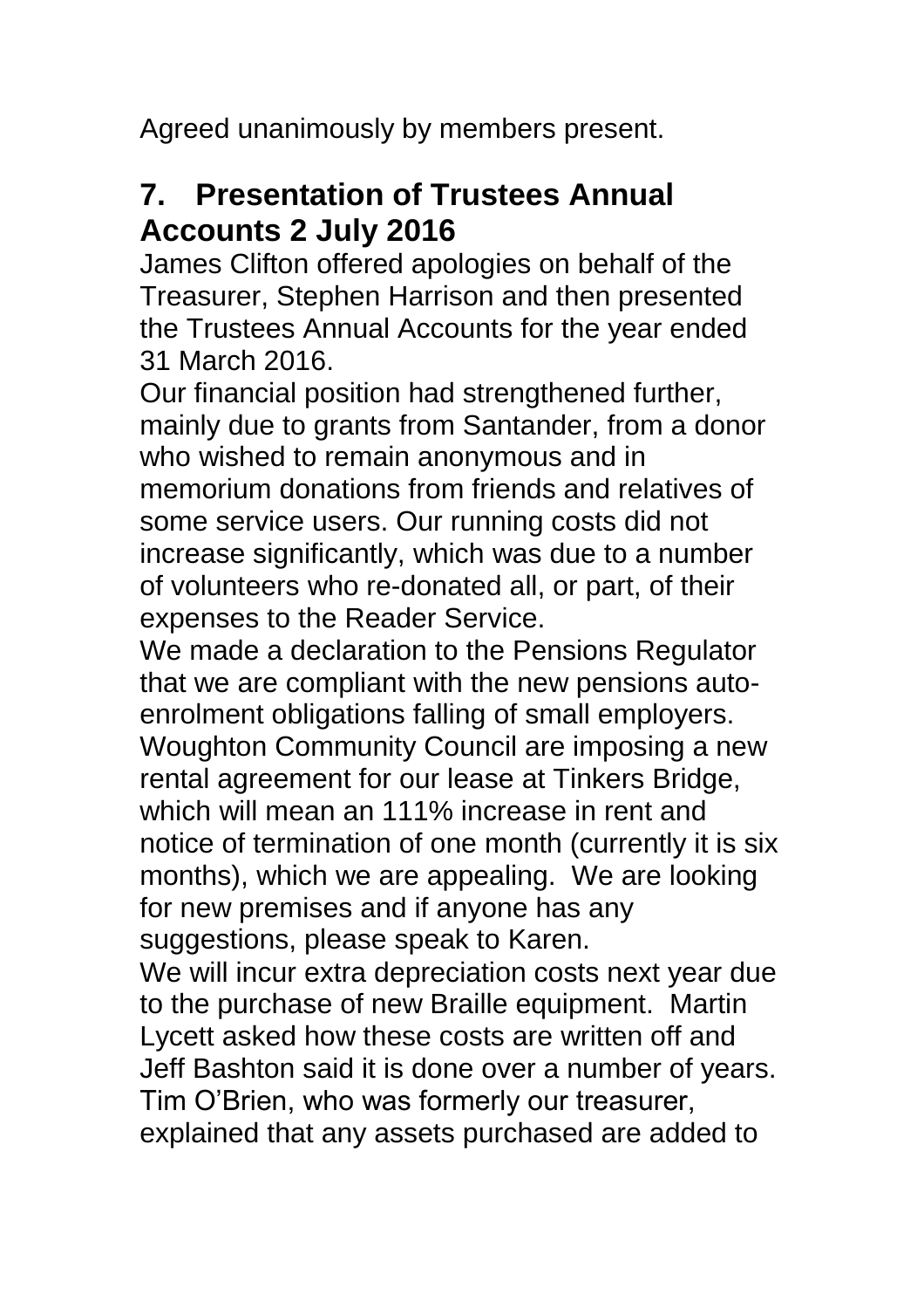Agreed unanimously by members present.

## 7. Presentation of Trustees Annual Accounts 2 July 2016

James Clifton offered apologies on behalf of the Treasurer, Stephen Harrison and then presented the Trustees Annual Accounts for the year ended 31 March 2016.

Our financial position had strengthened further, mainly due to grants from Santander, from a donor who wished to remain anonymous and in memorium donations from friends and relatives of some service users. Our running costs did not increase significantly, which was due to a number of volunteers who re-donated all, or part, of their expenses to the Reader Service.

We made a declaration to the Pensions Regulator that we are compliant with the new pensions auto-enrolment obligations falling of small employers.

Woughton Community Council are imposing a new rental agreement for our lease at Tinkers Bridge, which will mean an 111% increase in rent and notice of termination of one month (currently it is six months), which we are appealing. We are looking for new premises and if anyone has any suggestions, please speak to Karen.

We will incur extra depreciation costs next year due to the purchase of new Braille equipment. Martin Lycett asked how these costs are written off and Jeff Bashton said it is done over a number of years. Tim O'Brien, who was formerly our treasurer, explained that any assets purchased are added to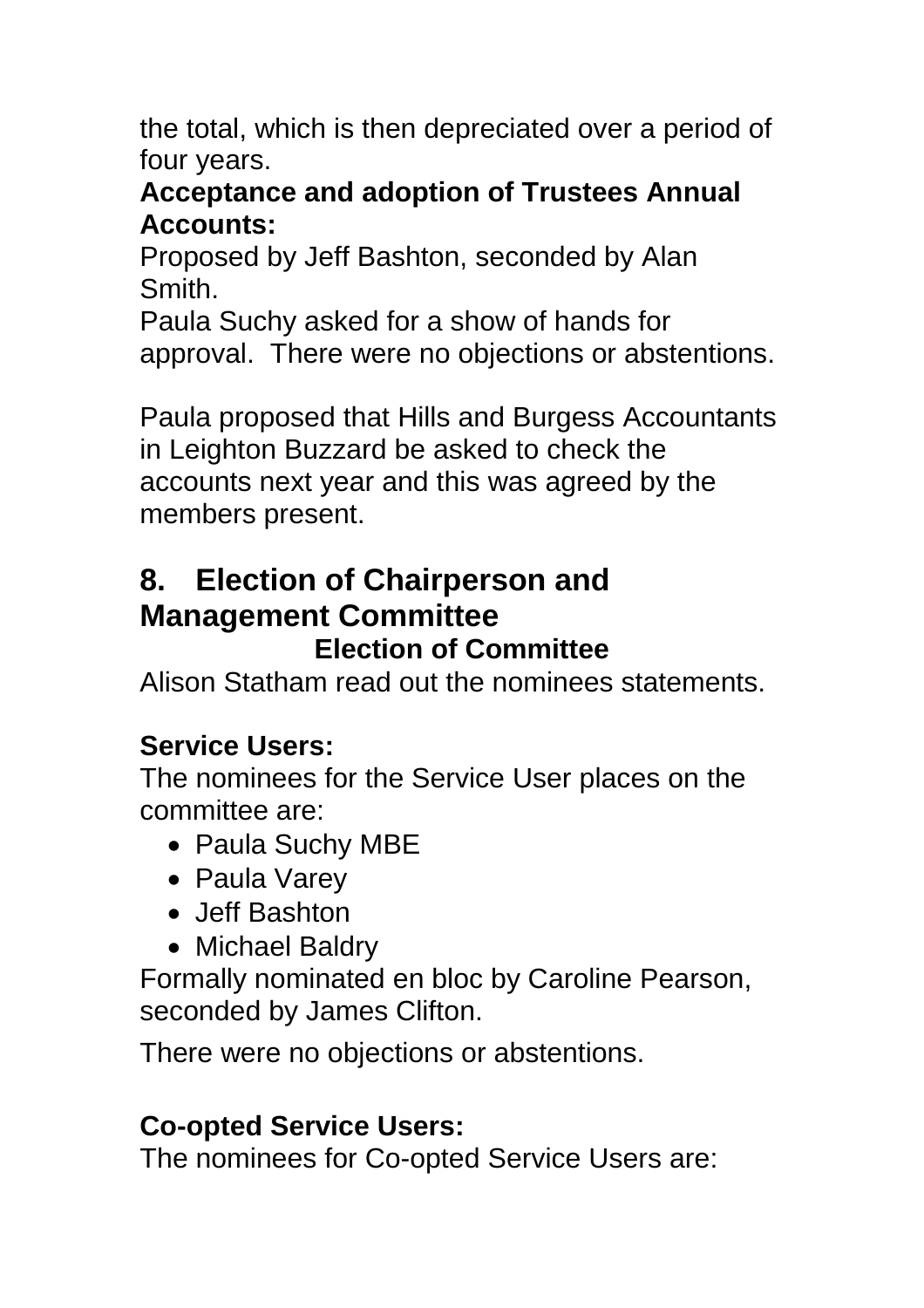the total, which is then depreciated over a period of four years.

**Acceptance and adoption of Trustees Annual Accounts:**

Proposed by Jeff Bashton, seconded by Alan Smith.

Paula Suchy asked for a show of hands for approval. There were no objections or abstentions.

Paula proposed that Hills and Burgess Accountants in Leighton Buzzard be asked to check the accounts next year and this was agreed by the members present.

## 8. Election of Chairperson and Management Committee

**Election of Committee**

Alison Statham read out the nominees statements.

**Service Users:**

The nominees for the Service User places on the committee are:

- Paula Suchy MBE
- Paula Varey
- Jeff Bashton
- Michael Baldry

Formally nominated en bloc by Caroline Pearson, seconded by James Clifton.

There were no objections or abstentions.

**Co-opted Service Users:**

The nominees for Co-opted Service Users are: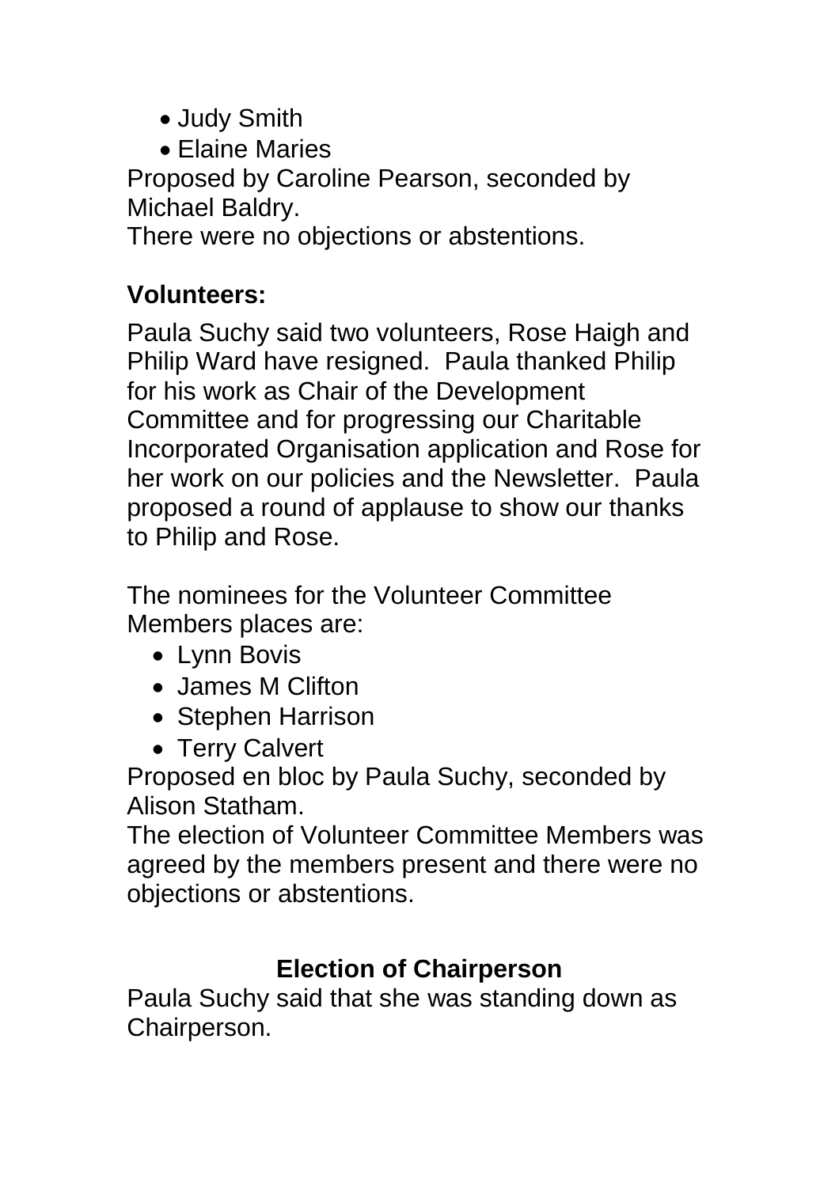- Judy Smith
- Elaine Maries

Proposed by Caroline Pearson, seconded by Michael Baldry.
There were no objections or abstentions.

**Volunteers:**

Paula Suchy said two volunteers, Rose Haigh and Philip Ward have resigned. Paula thanked Philip for his work as Chair of the Development Committee and for progressing our Charitable Incorporated Organisation application and Rose for her work on our policies and the Newsletter. Paula proposed a round of applause to show our thanks to Philip and Rose.

The nominees for the Volunteer Committee Members places are:

- Lynn Bovis
- James M Clifton
- Stephen Harrison
- Terry Calvert

Proposed en bloc by Paula Suchy, seconded by Alison Statham.
The election of Volunteer Committee Members was agreed by the members present and there were no objections or abstentions.

## Election of Chairperson

Paula Suchy said that she was standing down as Chairperson.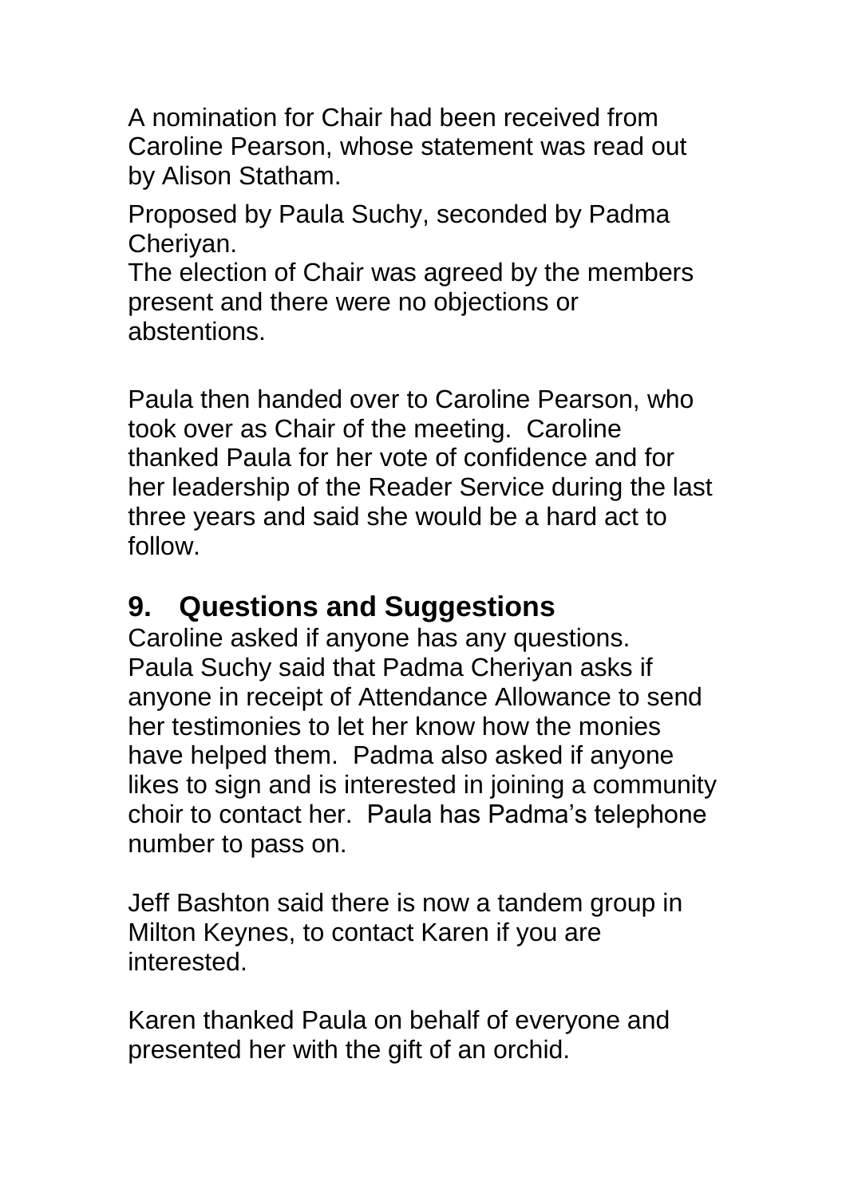A nomination for Chair had been received from Caroline Pearson, whose statement was read out by Alison Statham.

Proposed by Paula Suchy, seconded by Padma Cheriyan.
The election of Chair was agreed by the members present and there were no objections or abstentions.

Paula then handed over to Caroline Pearson, who took over as Chair of the meeting. Caroline thanked Paula for her vote of confidence and for her leadership of the Reader Service during the last three years and said she would be a hard act to follow.

## 9. Questions and Suggestions

Caroline asked if anyone has any questions. Paula Suchy said that Padma Cheriyan asks if anyone in receipt of Attendance Allowance to send her testimonies to let her know how the monies have helped them. Padma also asked if anyone likes to sign and is interested in joining a community choir to contact her. Paula has Padma's telephone number to pass on.

Jeff Bashton said there is now a tandem group in Milton Keynes, to contact Karen if you are interested.

Karen thanked Paula on behalf of everyone and presented her with the gift of an orchid.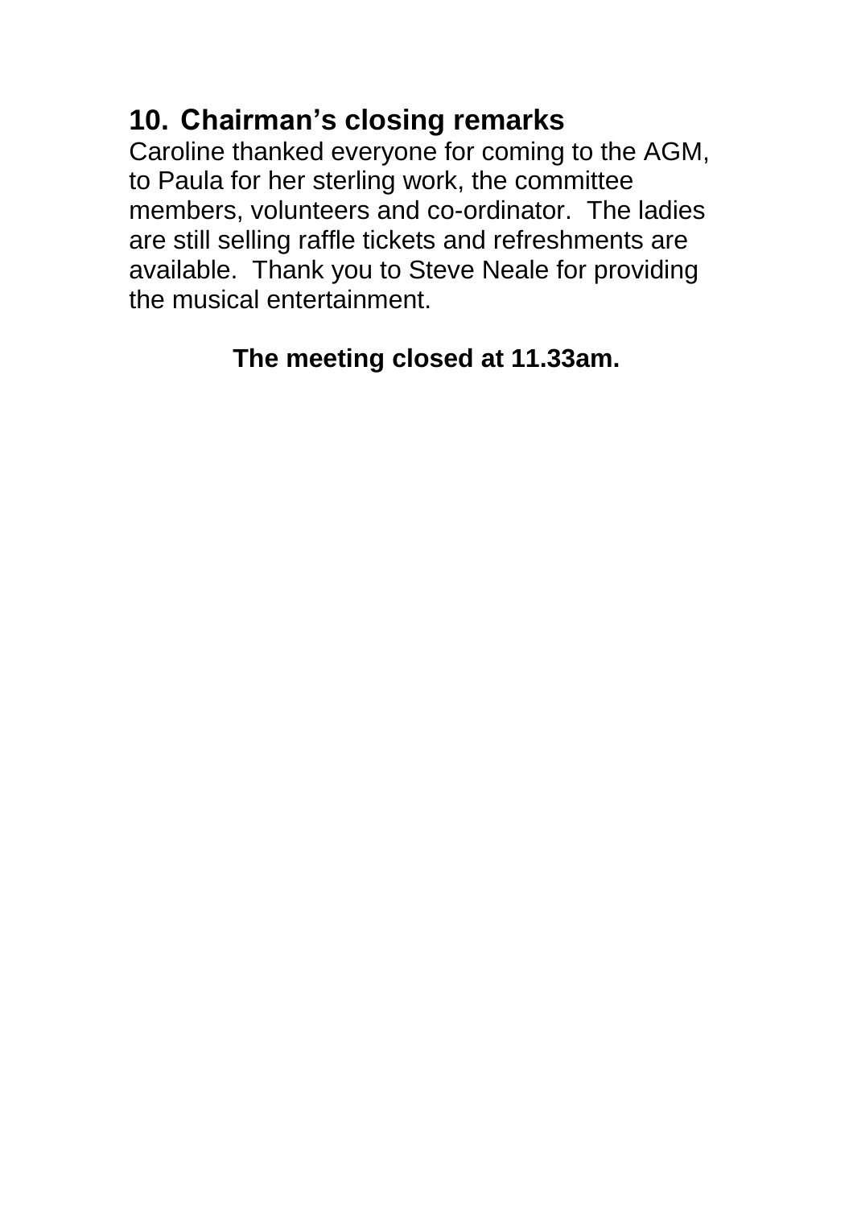## 10. Chairman’s closing remarks

Caroline thanked everyone for coming to the AGM, to Paula for her sterling work, the committee members, volunteers and co-ordinator. The ladies are still selling raffle tickets and refreshments are available. Thank you to Steve Neale for providing the musical entertainment.

**The meeting closed at 11.33am.**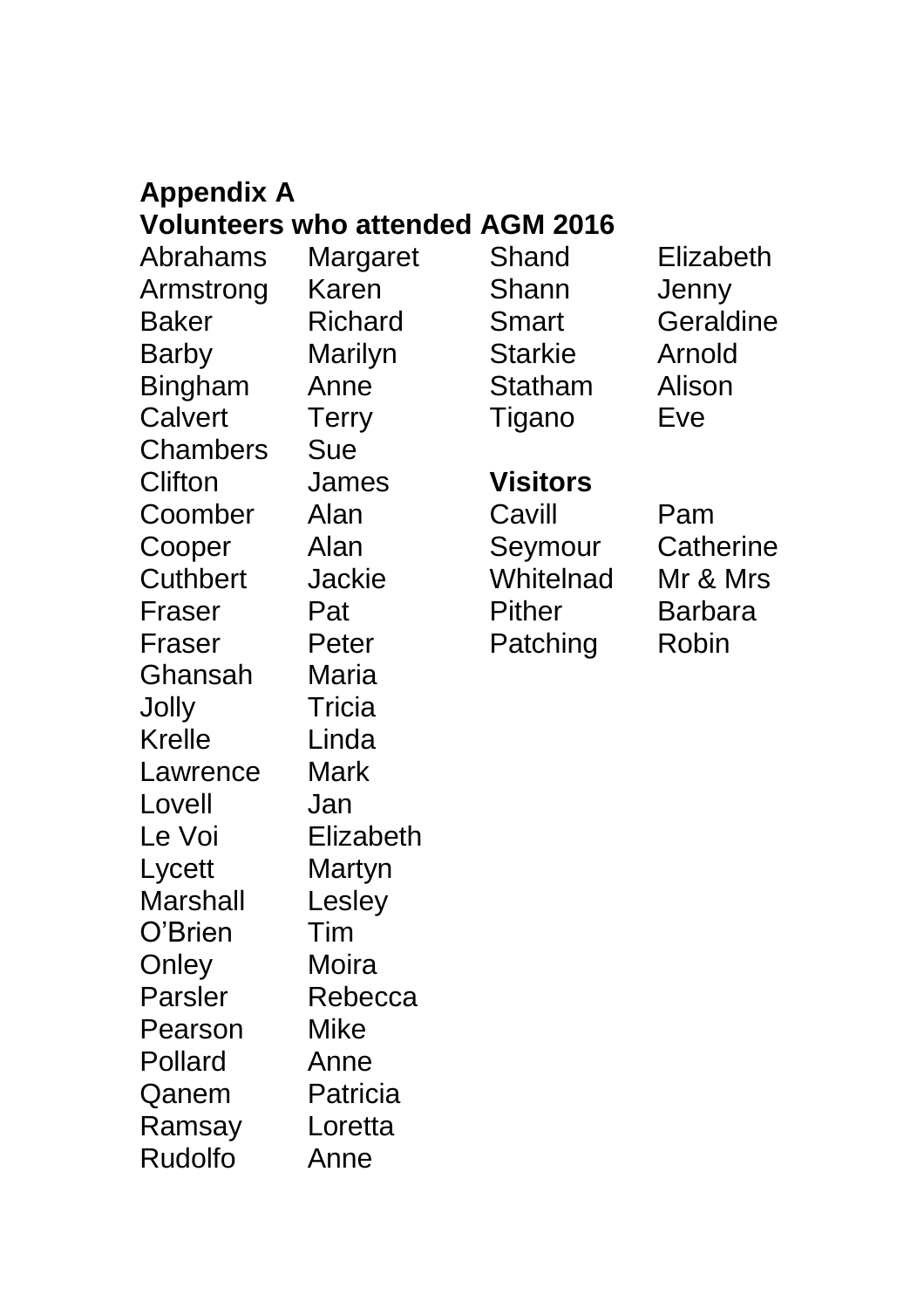**Appendix A**
**Volunteers who attended AGM 2016**

| | |
|---|---|
| Abrahams | Margaret |
| Armstrong | Karen |
| Baker | Richard |
| Barby | Marilyn |
| Bingham | Anne |
| Calvert | Terry |
| Chambers | Sue |
| Clifton | James |
| Coomber | Alan |
| Cooper | Alan |
| Cuthbert | Jackie |
| Fraser | Pat |
| Fraser | Peter |
| Ghansah | Maria |
| Jolly | Tricia |
| Krelle | Linda |
| Lawrence | Mark |
| Lovell | Jan |
| Le Voi | Elizabeth |
| Lycett | Martyn |
| Marshall | Lesley |
| O'Brien | Tim |
| Onley | Moira |
| Parsler | Rebecca |
| Pearson | Mike |
| Pollard | Anne |
| Qanem | Patricia |
| Ramsay | Loretta |
| Rudolfo | Anne |
| Shand | Elizabeth |
| Shann | Jenny |
| Smart | Geraldine |
| Starkie | Arnold |
| Statham | Alison |
| Tigano | Eve |

**Visitors**

| | |
|---|---|
| Cavill | Pam |
| Seymour | Catherine |
| Whitelnad | Mr & Mrs |
| Pither | Barbara |
| Patching | Robin |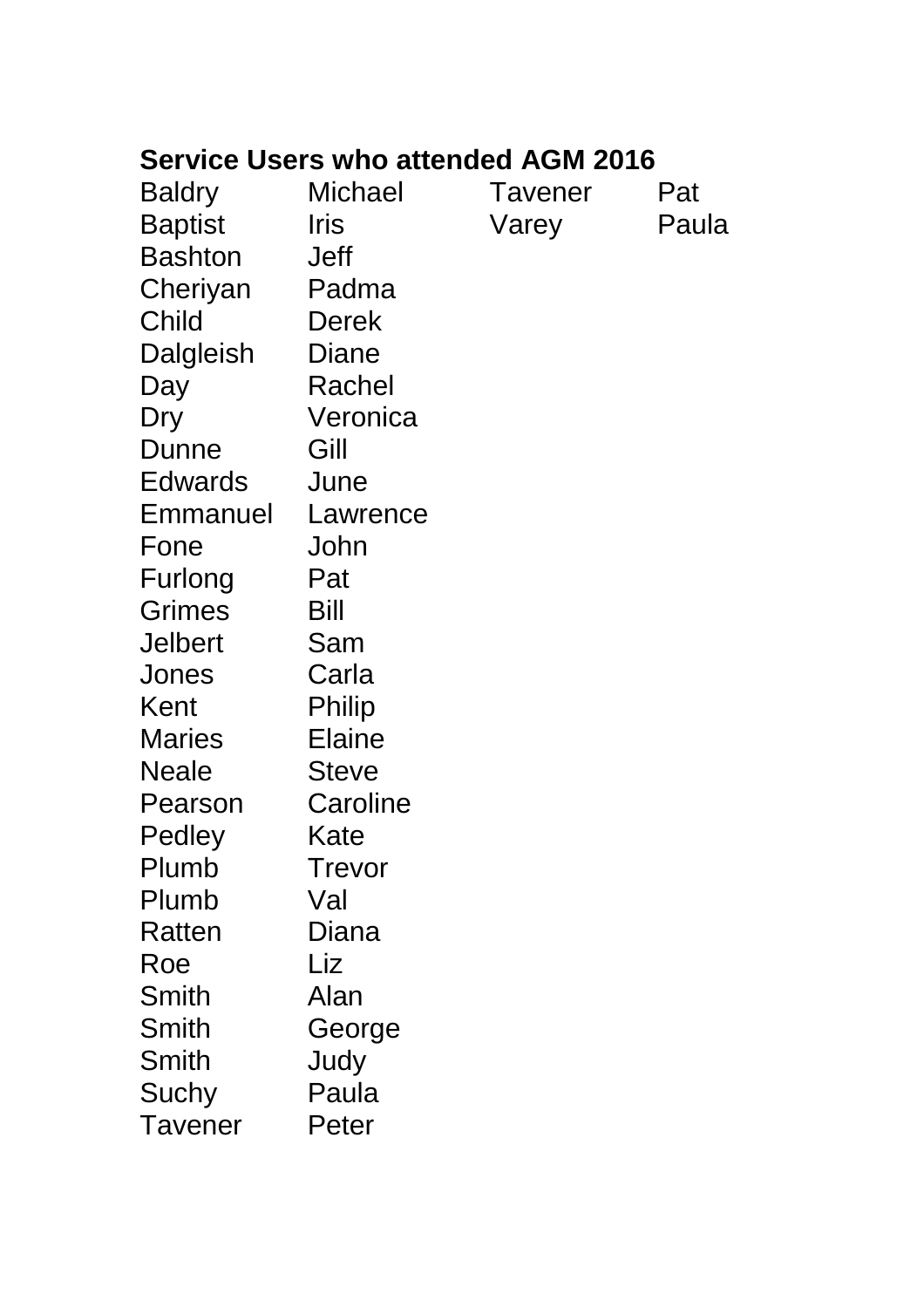**Service Users who attended AGM 2016**

| Surname | First name |
|---|---|
| Baldry | Michael |
| Baptist | Iris |
| Bashton | Jeff |
| Cheriyan | Padma |
| Child | Derek |
| Dalgleish | Diane |
| Day | Rachel |
| Dry | Veronica |
| Dunne | Gill |
| Edwards | June |
| Emmanuel | Lawrence |
| Fone | John |
| Furlong | Pat |
| Grimes | Bill |
| Jelbert | Sam |
| Jones | Carla |
| Kent | Philip |
| Maries | Elaine |
| Neale | Steve |
| Pearson | Caroline |
| Pedley | Kate |
| Plumb | Trevor |
| Plumb | Val |
| Ratten | Diana |
| Roe | Liz |
| Smith | Alan |
| Smith | George |
| Smith | Judy |
| Suchy | Paula |
| Tavener | Peter |
| Tavener | Pat |
| Varey | Paula |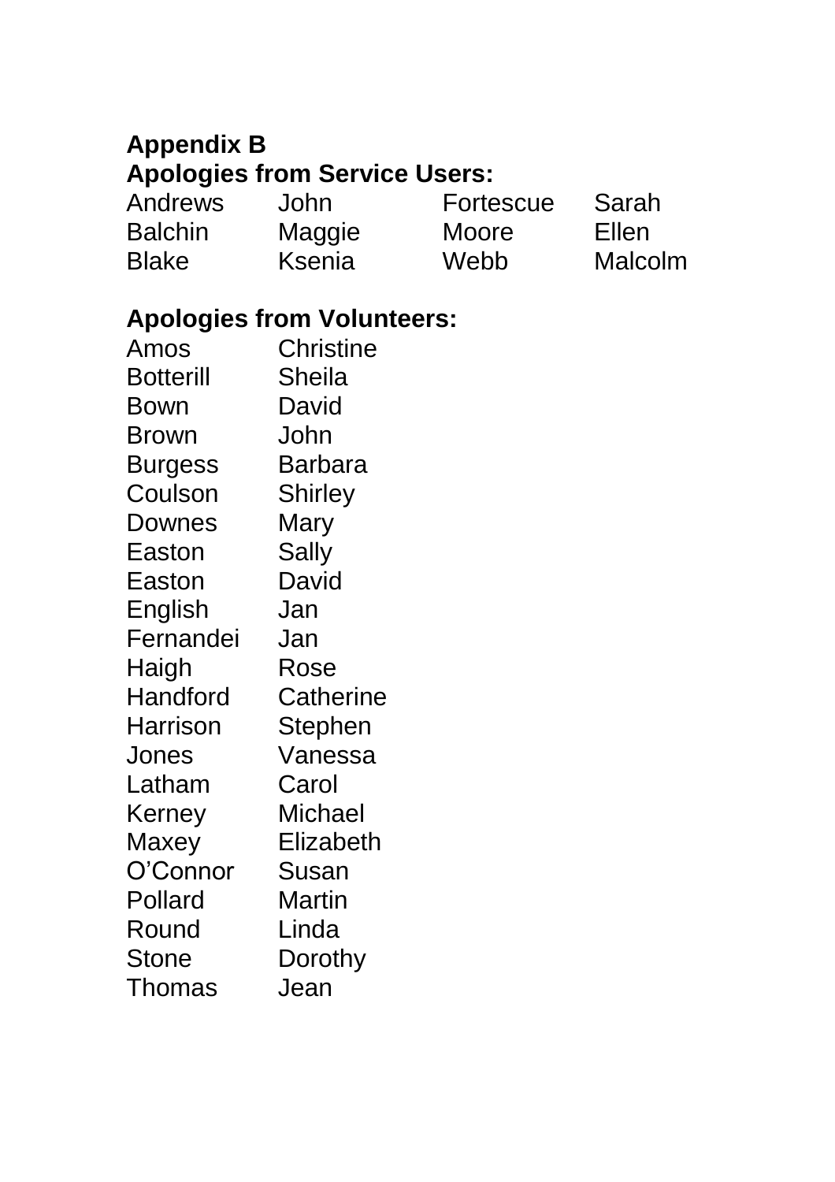**Appendix B**

**Apologies from Service Users:**

| | | | |
|---|---|---|---|
| Andrews | John | Fortescue | Sarah |
| Balchin | Maggie | Moore | Ellen |
| Blake | Ksenia | Webb | Malcolm |

**Apologies from Volunteers:**

| | |
|---|---|
| Amos | Christine |
| Botterill | Sheila |
| Bown | David |
| Brown | John |
| Burgess | Barbara |
| Coulson | Shirley |
| Downes | Mary |
| Easton | Sally |
| Easton | David |
| English | Jan |
| Fernandei | Jan |
| Haigh | Rose |
| Handford | Catherine |
| Harrison | Stephen |
| Jones | Vanessa |
| Latham | Carol |
| Kerney | Michael |
| Maxey | Elizabeth |
| O'Connor | Susan |
| Pollard | Martin |
| Round | Linda |
| Stone | Dorothy |
| Thomas | Jean |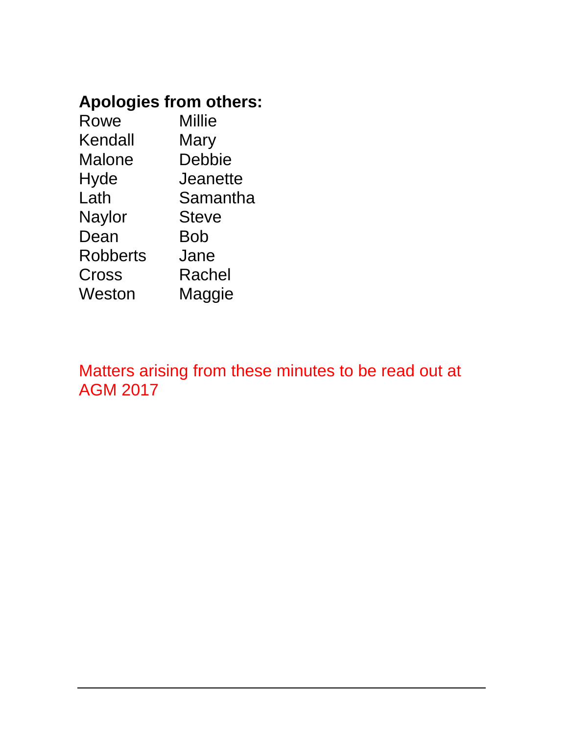**Apologies from others:**

| | |
|---|---|
| Rowe | Millie |
| Kendall | Mary |
| Malone | Debbie |
| Hyde | Jeanette |
| Lath | Samantha |
| Naylor | Steve |
| Dean | Bob |
| Robberts | Jane |
| Cross | Rachel |
| Weston | Maggie |

Matters arising from these minutes to be read out at AGM 2017